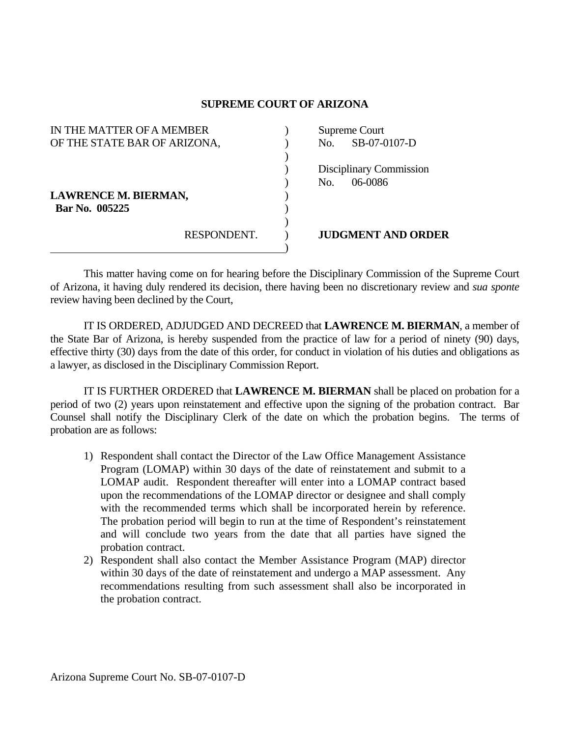**SUPREME COURT OF ARIZONA**

| | |
|---|---|
| IN THE MATTER OF A MEMBER OF THE STATE BAR OF ARIZONA, | Supreme Court No. SB-07-0107-D |
| | Disciplinary Commission No. 06-0086 |
| **LAWRENCE M. BIERMAN, Bar No. 005225** | |
| RESPONDENT. | **JUDGMENT AND ORDER** |

This matter having come on for hearing before the Disciplinary Commission of the Supreme Court of Arizona, it having duly rendered its decision, there having been no discretionary review and *sua sponte* review having been declined by the Court,

IT IS ORDERED, ADJUDGED AND DECREED that **LAWRENCE M. BIERMAN**, a member of the State Bar of Arizona, is hereby suspended from the practice of law for a period of ninety (90) days, effective thirty (30) days from the date of this order, for conduct in violation of his duties and obligations as a lawyer, as disclosed in the Disciplinary Commission Report.

IT IS FURTHER ORDERED that **LAWRENCE M. BIERMAN** shall be placed on probation for a period of two (2) years upon reinstatement and effective upon the signing of the probation contract. Bar Counsel shall notify the Disciplinary Clerk of the date on which the probation begins. The terms of probation are as follows:

1) Respondent shall contact the Director of the Law Office Management Assistance Program (LOMAP) within 30 days of the date of reinstatement and submit to a LOMAP audit. Respondent thereafter will enter into a LOMAP contract based upon the recommendations of the LOMAP director or designee and shall comply with the recommended terms which shall be incorporated herein by reference. The probation period will begin to run at the time of Respondent's reinstatement and will conclude two years from the date that all parties have signed the probation contract.
2) Respondent shall also contact the Member Assistance Program (MAP) director within 30 days of the date of reinstatement and undergo a MAP assessment. Any recommendations resulting from such assessment shall also be incorporated in the probation contract.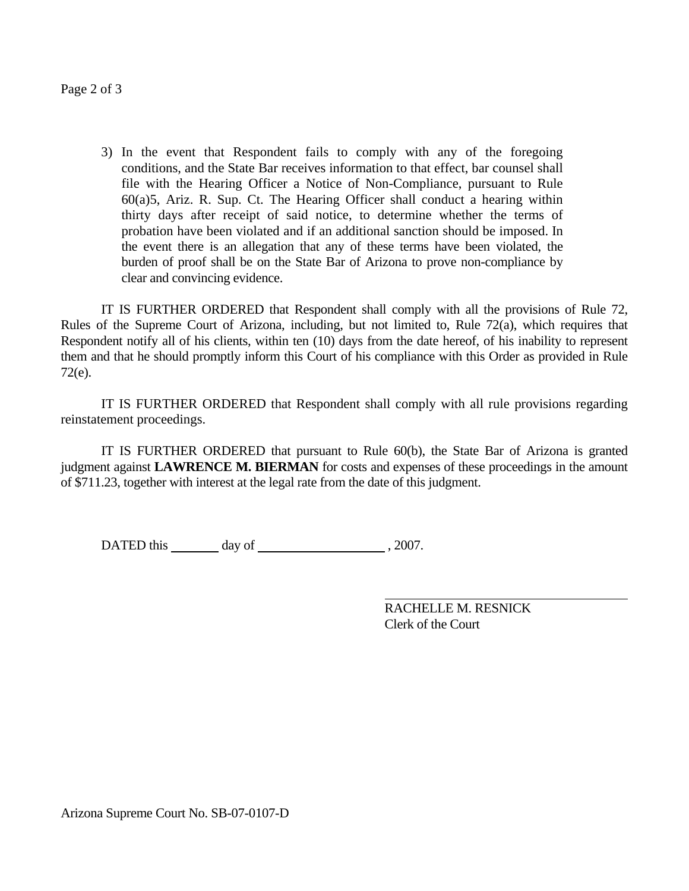3) In the event that Respondent fails to comply with any of the foregoing conditions, and the State Bar receives information to that effect, bar counsel shall file with the Hearing Officer a Notice of Non-Compliance, pursuant to Rule 60(a)5, Ariz. R. Sup. Ct. The Hearing Officer shall conduct a hearing within thirty days after receipt of said notice, to determine whether the terms of probation have been violated and if an additional sanction should be imposed. In the event there is an allegation that any of these terms have been violated, the burden of proof shall be on the State Bar of Arizona to prove non-compliance by clear and convincing evidence.

IT IS FURTHER ORDERED that Respondent shall comply with all the provisions of Rule 72, Rules of the Supreme Court of Arizona, including, but not limited to, Rule 72(a), which requires that Respondent notify all of his clients, within ten (10) days from the date hereof, of his inability to represent them and that he should promptly inform this Court of his compliance with this Order as provided in Rule 72(e).

IT IS FURTHER ORDERED that Respondent shall comply with all rule provisions regarding reinstatement proceedings.

IT IS FURTHER ORDERED that pursuant to Rule 60(b), the State Bar of Arizona is granted judgment against **LAWRENCE M. BIERMAN** for costs and expenses of these proceedings in the amount of $711.23, together with interest at the legal rate from the date of this judgment.

DATED this ________ day of ____________________ , 2007.

RACHELLE M. RESNICK
Clerk of the Court

Arizona Supreme Court No. SB-07-0107-D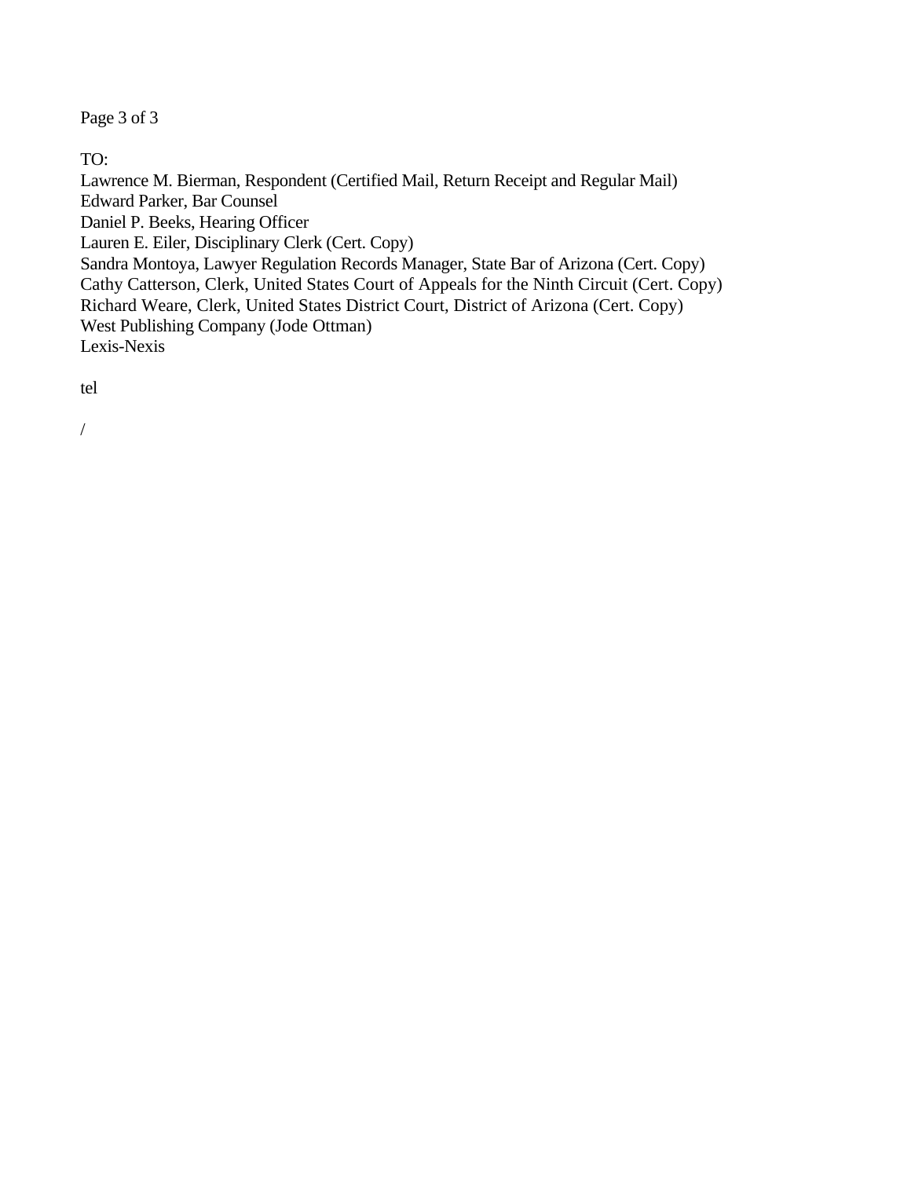TO:
Lawrence M. Bierman, Respondent (Certified Mail, Return Receipt and Regular Mail)
Edward Parker, Bar Counsel
Daniel P. Beeks, Hearing Officer
Lauren E. Eiler, Disciplinary Clerk (Cert. Copy)
Sandra Montoya, Lawyer Regulation Records Manager, State Bar of Arizona (Cert. Copy)
Cathy Catterson, Clerk, United States Court of Appeals for the Ninth Circuit (Cert. Copy)
Richard Weare, Clerk, United States District Court, District of Arizona (Cert. Copy)
West Publishing Company (Jode Ottman)
Lexis-Nexis

tel

/